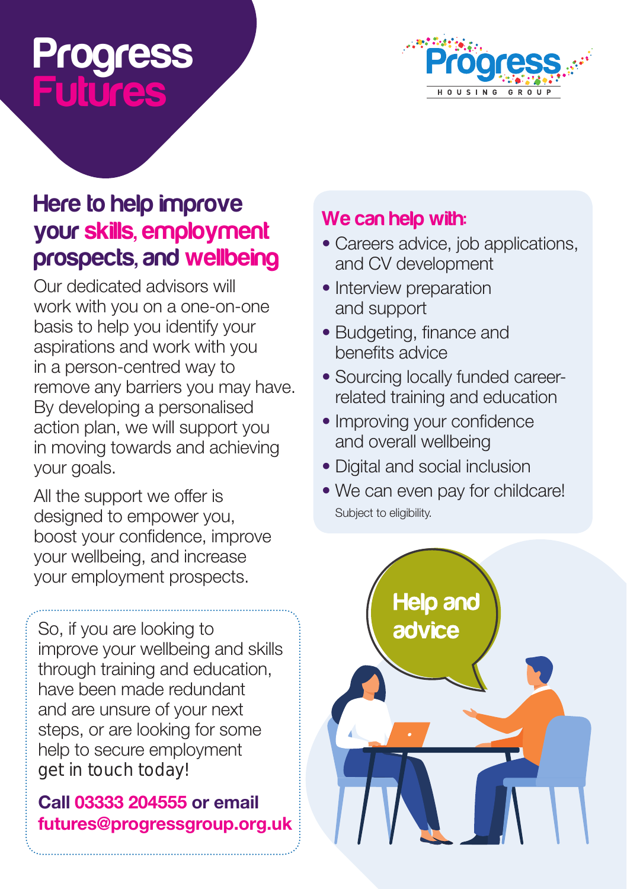# Progress Futures

Progress HOUSING GROUP

## Here to help improve your skills, employment prospects, and wellbeing

Our dedicated advisors will work with you on a one-on-one basis to help you identify your aspirations and work with you in a person-centred way to remove any barriers you may have. By developing a personalised action plan, we will support you in moving towards and achieving your goals.

All the support we offer is designed to empower you, boost your confidence, improve your wellbeing, and increase your employment prospects.

So, if you are looking to improve your wellbeing and skills through training and education, have been made redundant and are unsure of your next steps, or are looking for some help to secure employment get in touch today!

**Call 03333 204555 or email futures@progressgroup.org.uk**

## We can help with:

- Careers advice, job applications, and CV development
- Interview preparation and support
- Budgeting, finance and benefits advice
- Sourcing locally funded career-related training and education
- Improving your confidence and overall wellbeing
- Digital and social inclusion
- We can even pay for childcare!

Subject to eligibility.

Help and advice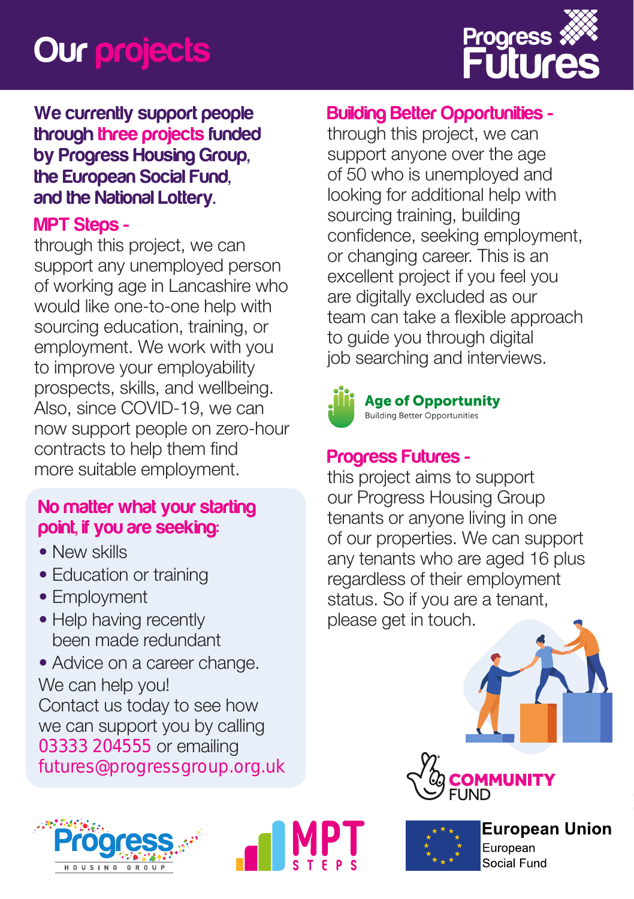# Our projects

Progress Futures

**We currently support people through three projects funded by Progress Housing Group, the European Social Fund, and the National Lottery.**

## MPT Steps -

through this project, we can support any unemployed person of working age in Lancashire who would like one-to-one help with sourcing education, training, or employment. We work with you to improve your employability prospects, skills, and wellbeing. Also, since COVID-19, we can now support people on zero-hour contracts to help them find more suitable employment.

### No matter what your starting point, if you are seeking:

- New skills
- Education or training
- Employment
- Help having recently been made redundant
- Advice on a career change.

We can help you!
Contact us today to see how we can support you by calling 03333 204555 or emailing futures@progressgroup.org.uk

## Building Better Opportunities -

through this project, we can support anyone over the age of 50 who is unemployed and looking for additional help with sourcing training, building confidence, seeking employment, or changing career. This is an excellent project if you feel you are digitally excluded as our team can take a flexible approach to guide you through digital job searching and interviews.

Age of Opportunity
Building Better Opportunities

## Progress Futures -

this project aims to support our Progress Housing Group tenants or anyone living in one of our properties. We can support any tenants who are aged 16 plus regardless of their employment status. So if you are a tenant, please get in touch.

COMMUNITY FUND

Progress HOUSING GROUP

MPT STEPS

European Union
European Social Fund